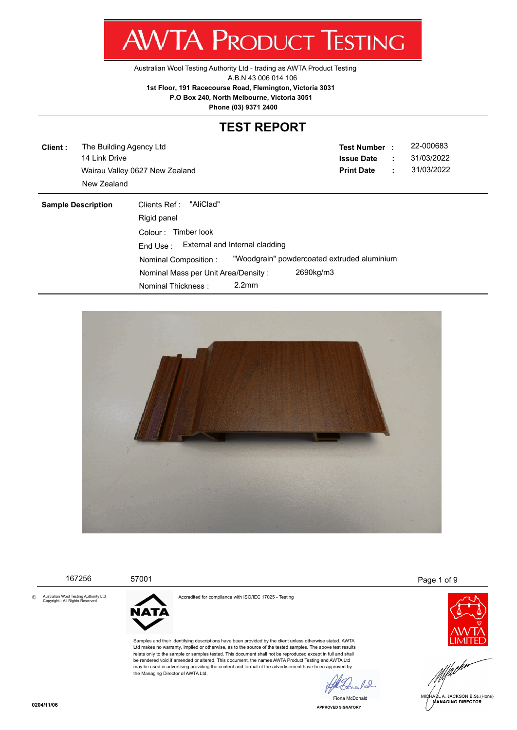# AWTA PRODUCT TESTING

Australian Wool Testing Authority Ltd - trading as AWTA Product Testing
A.B.N 43 006 014 106
**1st Floor, 191 Racecourse Road, Flemington, Victoria 3031**
**P.O Box 240, North Melbourne, Victoria 3051**
**Phone (03) 9371 2400**

## TEST REPORT

**Client :** The Building Agency Ltd
14 Link Drive
Wairau Valley 0627 New Zealand
New Zealand

**Test Number :** 22-000683
**Issue Date :** 31/03/2022
**Print Date :** 31/03/2022

**Sample Description**

Clients Ref : "AliClad"
Rigid panel
Colour : Timber look
End Use : External and Internal cladding
Nominal Composition : "Woodgrain" powdercoated extruded aluminium
Nominal Mass per Unit Area/Density : 2690kg/m3
Nominal Thickness : 2.2mm

167256 57001

© Australian Wool Testing Authority Ltd
Copyright - All Rights Reserved

Accredited for compliance with ISO/IEC 17025 - Testing

Samples and their identifying descriptions have been provided by the client unless otherwise stated. AWTA Ltd makes no warranty, implied or otherwise, as to the source of the tested samples. The above test results relate only to the sample or samples tested. This document shall not be reproduced except in full and shall be rendered void if amended or altered. This document, the names AWTA Product Testing and AWTA Ltd may be used in advertising providing the content and format of the advertisement have been approved by the Managing Director of AWTA Ltd.

Fiona McDonald
APPROVED SIGNATORY

MICHAEL A. JACKSON B.Sc.(Hons)
MANAGING DIRECTOR

0204/11/06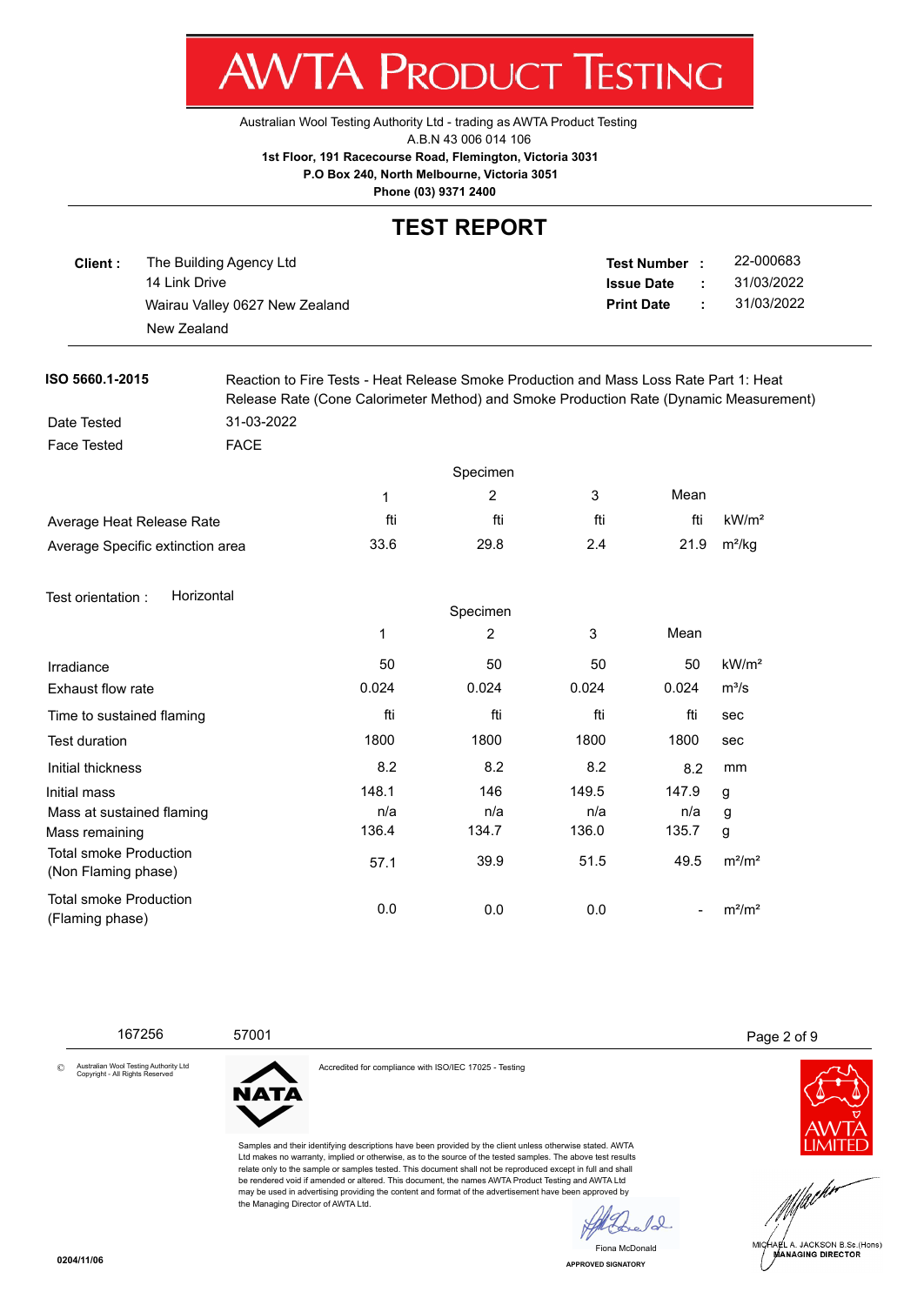# AWTA PRODUCT TESTING

Australian Wool Testing Authority Ltd - trading as AWTA Product Testing
A.B.N 43 006 014 106
**1st Floor, 191 Racecourse Road, Flemington, Victoria 3031**
**P.O Box 240, North Melbourne, Victoria 3051**
**Phone (03) 9371 2400**

## TEST REPORT

**Client :** The Building Agency Ltd
14 Link Drive
Wairau Valley 0627 New Zealand
New Zealand

**Test Number :** 22-000683
**Issue Date :** 31/03/2022
**Print Date :** 31/03/2022

**ISO 5660.1-2015** Reaction to Fire Tests - Heat Release Smoke Production and Mass Loss Rate Part 1: Heat Release Rate (Cone Calorimeter Method) and Smoke Production Rate (Dynamic Measurement)

Date Tested: 31-03-2022

Face Tested: FACE

| | Specimen | | | | |
|---|---|---|---|---|---|
| | 1 | 2 | 3 | Mean | |
| Average Heat Release Rate | fti | fti | fti | fti | kW/m² |
| Average Specific extinction area | 33.6 | 29.8 | 2.4 | 21.9 | m²/kg |

Test orientation : Horizontal

| | Specimen | | | | |
|---|---|---|---|---|---|
| | 1 | 2 | 3 | Mean | |
| Irradiance | 50 | 50 | 50 | 50 | kW/m² |
| Exhaust flow rate | 0.024 | 0.024 | 0.024 | 0.024 | m³/s |
| Time to sustained flaming | fti | fti | fti | fti | sec |
| Test duration | 1800 | 1800 | 1800 | 1800 | sec |
| Initial thickness | 8.2 | 8.2 | 8.2 | 8.2 | mm |
| Initial mass | 148.1 | 146 | 149.5 | 147.9 | g |
| Mass at sustained flaming | n/a | n/a | n/a | n/a | g |
| Mass remaining | 136.4 | 134.7 | 136.0 | 135.7 | g |
| Total smoke Production (Non Flaming phase) | 57.1 | 39.9 | 51.5 | 49.5 | m²/m² |
| Total smoke Production (Flaming phase) | 0.0 | 0.0 | 0.0 | - | m²/m² |

167256 57001

© Australian Wool Testing Authority Ltd Copyright - All Rights Reserved

Accredited for compliance with ISO/IEC 17025 - Testing

Samples and their identifying descriptions have been provided by the client unless otherwise stated. AWTA Ltd makes no warranty, implied or otherwise, as to the source of the tested samples. The above test results relate only to the sample or samples tested. This document shall not be reproduced except in full and shall be rendered void if amended or altered. This document, the names AWTA Product Testing and AWTA Ltd may be used in advertising providing the content and format of the advertisement have been approved by the Managing Director of AWTA Ltd.

Fiona McDonald
APPROVED SIGNATORY

MICHAEL A. JACKSON B.Sc.(Hons)
MANAGING DIRECTOR

0204/11/06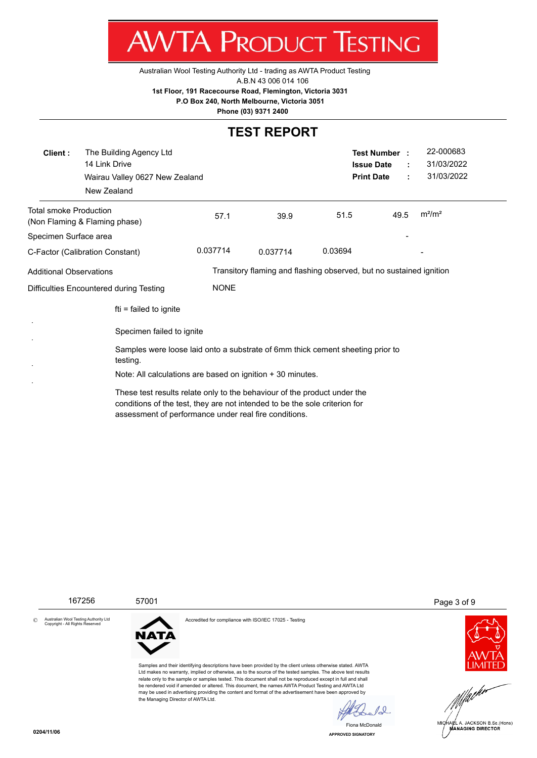# AWTA PRODUCT TESTING

Australian Wool Testing Authority Ltd - trading as AWTA Product Testing
A.B.N 43 006 014 106
**1st Floor, 191 Racecourse Road, Flemington, Victoria 3031**
**P.O Box 240, North Melbourne, Victoria 3051**
**Phone (03) 9371 2400**

## TEST REPORT

**Client :** The Building Agency Ltd
14 Link Drive
Wairau Valley 0627 New Zealand
New Zealand

**Test Number :** 22-000683
**Issue Date :** 31/03/2022
**Print Date :** 31/03/2022

| | | | | | |
|---|---|---|---|---|---|
| Total smoke Production (Non Flaming & Flaming phase) | 57.1 | 39.9 | 51.5 | 49.5 | $m^2/m^2$ |
| Specimen Surface area | | | | - | |
| C-Factor (Calibration Constant) | 0.037714 | 0.037714 | 0.03694 | | - |

Additional Observations: Transitory flaming and flashing observed, but no sustained ignition

Difficulties Encountered during Testing: NONE

fti = failed to ignite

Specimen failed to ignite

Samples were loose laid onto a substrate of 6mm thick cement sheeting prior to testing.

Note: All calculations are based on ignition + 30 minutes.

These test results relate only to the behaviour of the product under the conditions of the test, they are not intended to be the sole criterion for assessment of performance under real fire conditions.

167256 57001

© Australian Wool Testing Authority Ltd Copyright - All Rights Reserved

Accredited for compliance with ISO/IEC 17025 - Testing

Samples and their identifying descriptions have been provided by the client unless otherwise stated. AWTA Ltd makes no warranty, implied or otherwise, as to the source of the tested samples. The above test results relate only to the sample or samples tested. This document shall not be reproduced except in full and shall be rendered void if amended or altered. This document, the names AWTA Product Testing and AWTA Ltd may be used in advertising providing the content and format of the advertisement have been approved by the Managing Director of AWTA Ltd.

Fiona McDonald
APPROVED SIGNATORY

MICHAEL A. JACKSON B.Sc.(Hons)
MANAGING DIRECTOR

0204/11/06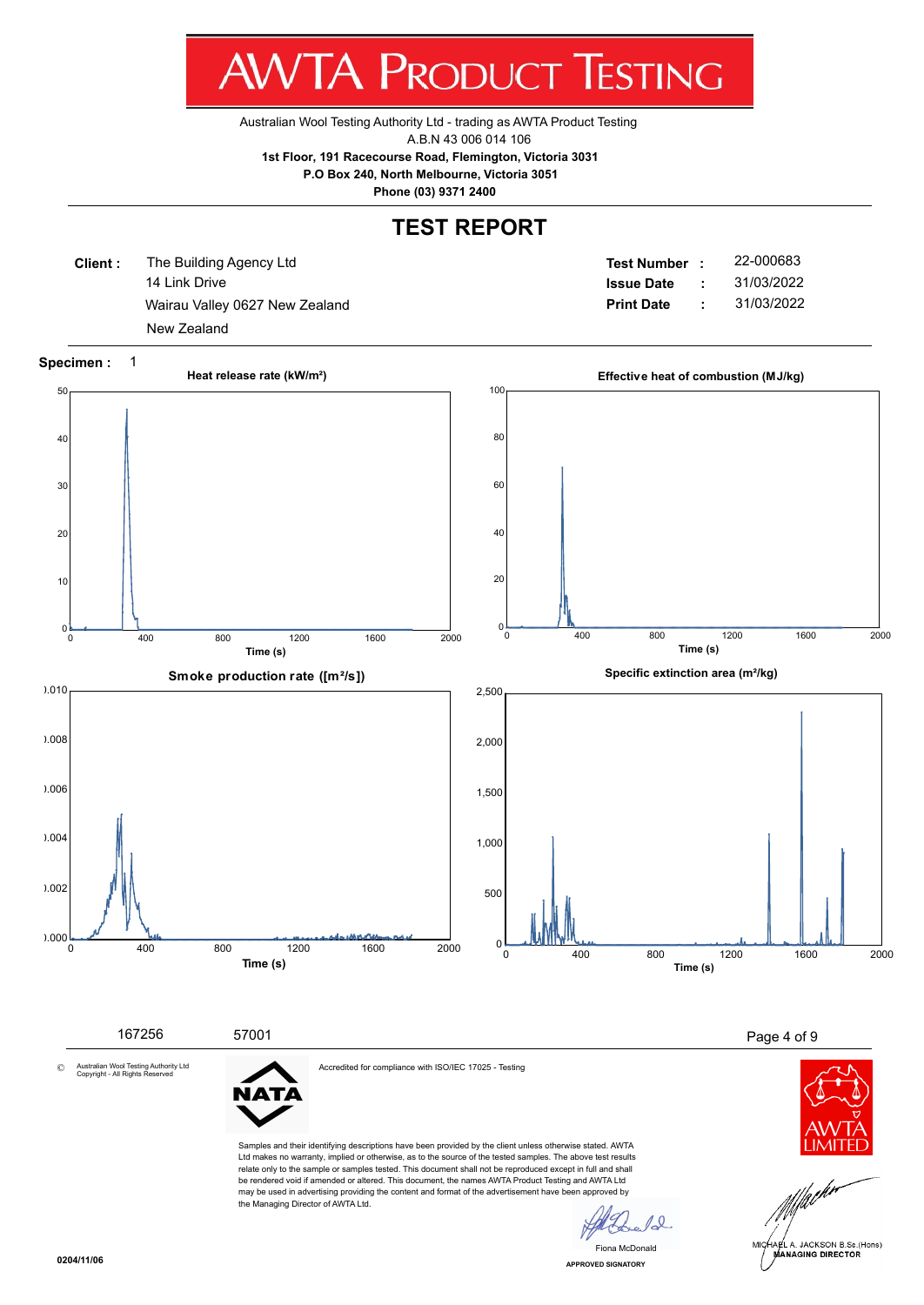# AWTA PRODUCT TESTING

Australian Wool Testing Authority Ltd - trading as AWTA Product Testing
A.B.N 43 006 014 106
**1st Floor, 191 Racecourse Road, Flemington, Victoria 3031**
**P.O Box 240, North Melbourne, Victoria 3051**
**Phone (03) 9371 2400**

## TEST REPORT

**Client :** The Building Agency Ltd
14 Link Drive
Wairau Valley 0627 New Zealand
New Zealand

| | | |
|---|---|---|
| **Test Number** | **:** | 22-000683 |
| **Issue Date** | **:** | 31/03/2022 |
| **Print Date** | **:** | 31/03/2022 |

**Specimen :** 1

**Heat release rate (kW/m²)**

**Effective heat of combustion (MJ/kg)**

**Smoke production rate ([m²/s])**

**Specific extinction area (m²/kg)**

167256 57001

© Australian Wool Testing Authority Ltd Copyright - All Rights Reserved

Accredited for compliance with ISO/IEC 17025 - Testing

Samples and their identifying descriptions have been provided by the client unless otherwise stated. AWTA Ltd makes no warranty, implied or otherwise, as to the source of the tested samples. The above test results relate only to the sample or samples tested. This document shall not be reproduced except in full and shall be rendered void if amended or altered. This document, the names AWTA Product Testing and AWTA Ltd may be used in advertising providing the content and format of the advertisement have been approved by the Managing Director of AWTA Ltd.

Fiona McDonald
APPROVED SIGNATORY

MICHAEL A. JACKSON B.Sc.(Hons)
MANAGING DIRECTOR

0204/11/06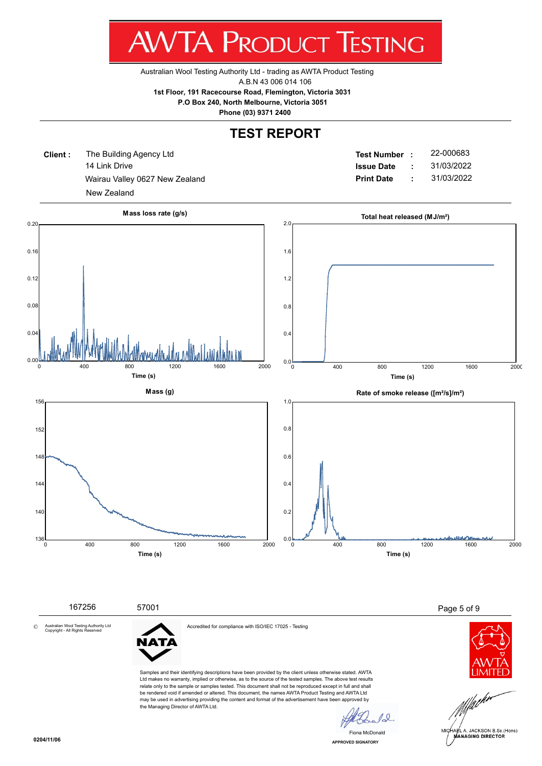# AWTA PRODUCT TESTING

Australian Wool Testing Authority Ltd - trading as AWTA Product Testing
A.B.N 43 006 014 106
**1st Floor, 191 Racecourse Road, Flemington, Victoria 3031**
**P.O Box 240, North Melbourne, Victoria 3051**
**Phone (03) 9371 2400**

## TEST REPORT

**Client :** The Building Agency Ltd
14 Link Drive
Wairau Valley 0627 New Zealand
New Zealand

**Test Number :** 22-000683
**Issue Date :** 31/03/2022
**Print Date :** 31/03/2022

**Mass loss rate (g/s)**

**Total heat released (MJ/m²)**

**Mass (g)**

**Rate of smoke release ([m²/s]/m²)**

167256 57001

© Australian Wool Testing Authority Ltd Copyright - All Rights Reserved

Accredited for compliance with ISO/IEC 17025 - Testing

Samples and their identifying descriptions have been provided by the client unless otherwise stated. AWTA Ltd makes no warranty, implied or otherwise, as to the source of the tested samples. The above test results relate only to the sample or samples tested. This document shall not be reproduced except in full and shall be rendered void if amended or altered. This document, the names AWTA Product Testing and AWTA Ltd may be used in advertising providing the content and format of the advertisement have been approved by the Managing Director of AWTA Ltd.

Fiona McDonald
APPROVED SIGNATORY

MICHAEL A. JACKSON B.Sc.(Hons)
MANAGING DIRECTOR

0204/11/06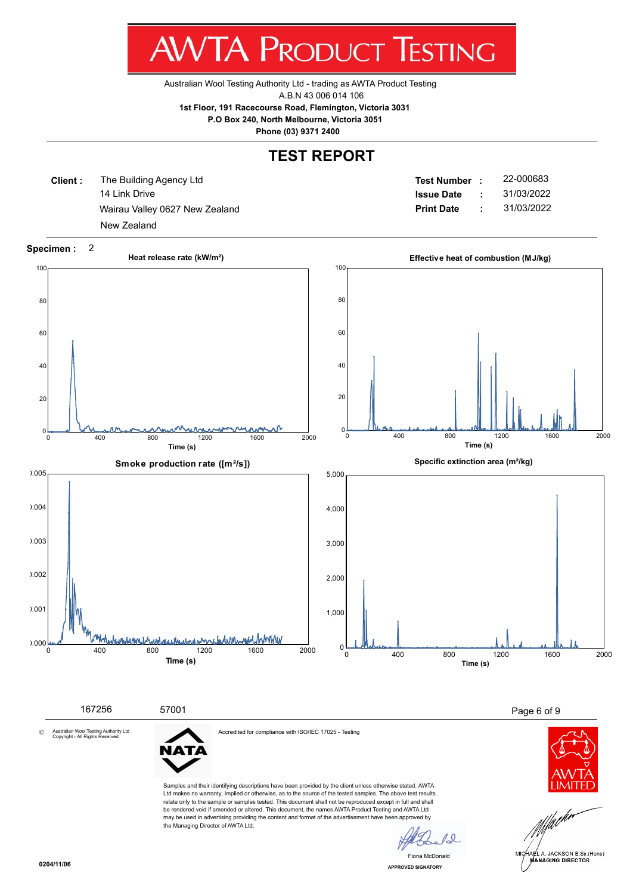# AWTA PRODUCT TESTING

Australian Wool Testing Authority Ltd - trading as AWTA Product Testing
A.B.N 43 006 014 106
**1st Floor, 191 Racecourse Road, Flemington, Victoria 3031**
**P.O Box 240, North Melbourne, Victoria 3051**
**Phone (03) 9371 2400**

## TEST REPORT

**Client :** The Building Agency Ltd
14 Link Drive
Wairau Valley 0627 New Zealand
New Zealand

**Test Number :** 22-000683
**Issue Date :** 31/03/2022
**Print Date :** 31/03/2022

**Specimen :** 2

**Heat release rate (kW/m²)** — Time (s)

**Effective heat of combustion (MJ/kg)** — Time (s)

**Smoke production rate ([m²/s])** — Time (s)

**Specific extinction area (m²/kg)** — Time (s)

167256 57001

© Australian Wool Testing Authority Ltd Copyright - All Rights Reserved

NATA

Accredited for compliance with ISO/IEC 17025 - Testing

Samples and their identifying descriptions have been provided by the client unless otherwise stated. AWTA Ltd makes no warranty, implied or otherwise, as to the source of the tested samples. The above test results relate only to the sample or samples tested. This document shall not be reproduced except in full and shall be rendered void if amended or altered. This document, the names AWTA Product Testing and AWTA Ltd may be used in advertising providing the content and format of the advertisement have been approved by the Managing Director of AWTA Ltd.

Fiona McDonald
APPROVED SIGNATORY

AWTA LIMITED

MICHAEL A. JACKSON B.Sc.(Hons)
MANAGING DIRECTOR

0204/11/06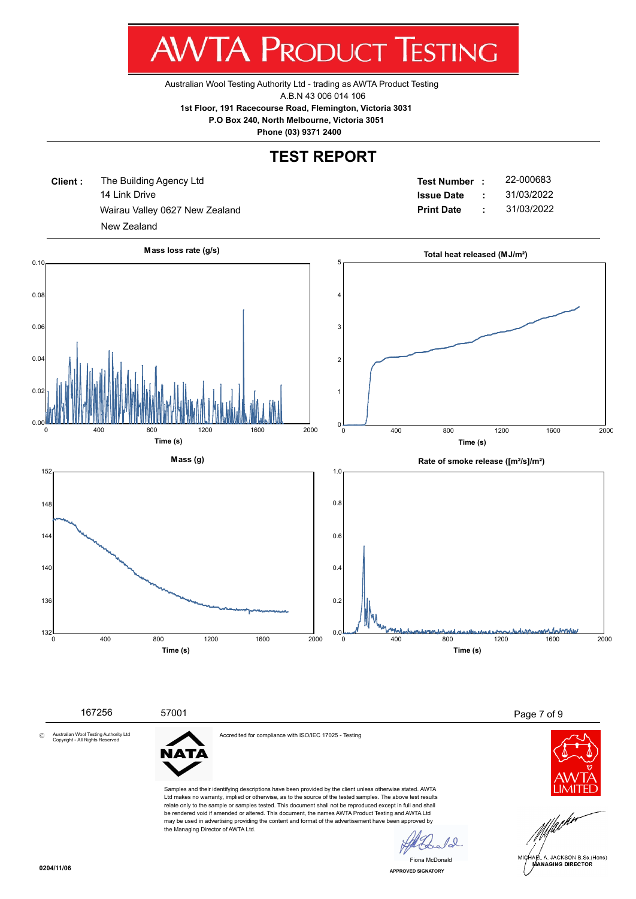# AWTA PRODUCT TESTING

Australian Wool Testing Authority Ltd - trading as AWTA Product Testing
A.B.N 43 006 014 106
**1st Floor, 191 Racecourse Road, Flemington, Victoria 3031**
**P.O Box 240, North Melbourne, Victoria 3051**
**Phone (03) 9371 2400**

## TEST REPORT

**Client :** The Building Agency Ltd
14 Link Drive
Wairau Valley 0627 New Zealand
New Zealand

**Test Number :** 22-000683
**Issue Date :** 31/03/2022
**Print Date :** 31/03/2022

**Mass loss rate (g/s)**

Y-axis: 0.00 – 0.10; X-axis: Time (s), 0 – 2000

**Total heat released (MJ/m²)**

Y-axis: 0 – 5; X-axis: Time (s), 0 – 2000

**Mass (g)**

Y-axis: 132 – 152; X-axis: Time (s), 0 – 2000

**Rate of smoke release ([m²/s]/m²)**

Y-axis: 0.0 – 1.0; X-axis: Time (s), 0 – 2000

167256 57001

© Australian Wool Testing Authority Ltd
Copyright - All Rights Reserved

NATA

Accredited for compliance with ISO/IEC 17025 - Testing

Samples and their identifying descriptions have been provided by the client unless otherwise stated. AWTA Ltd makes no warranty, implied or otherwise, as to the source of the tested samples. The above test results relate only to the sample or samples tested. This document shall not be reproduced except in full and shall be rendered void if amended or altered. This document, the names AWTA Product Testing and AWTA Ltd may be used in advertising providing the content and format of the advertisement have been approved by the Managing Director of AWTA Ltd.

Fiona McDonald
APPROVED SIGNATORY

AWTA LIMITED

MICHAEL A. JACKSON B.Sc.(Hons)
MANAGING DIRECTOR

0204/11/06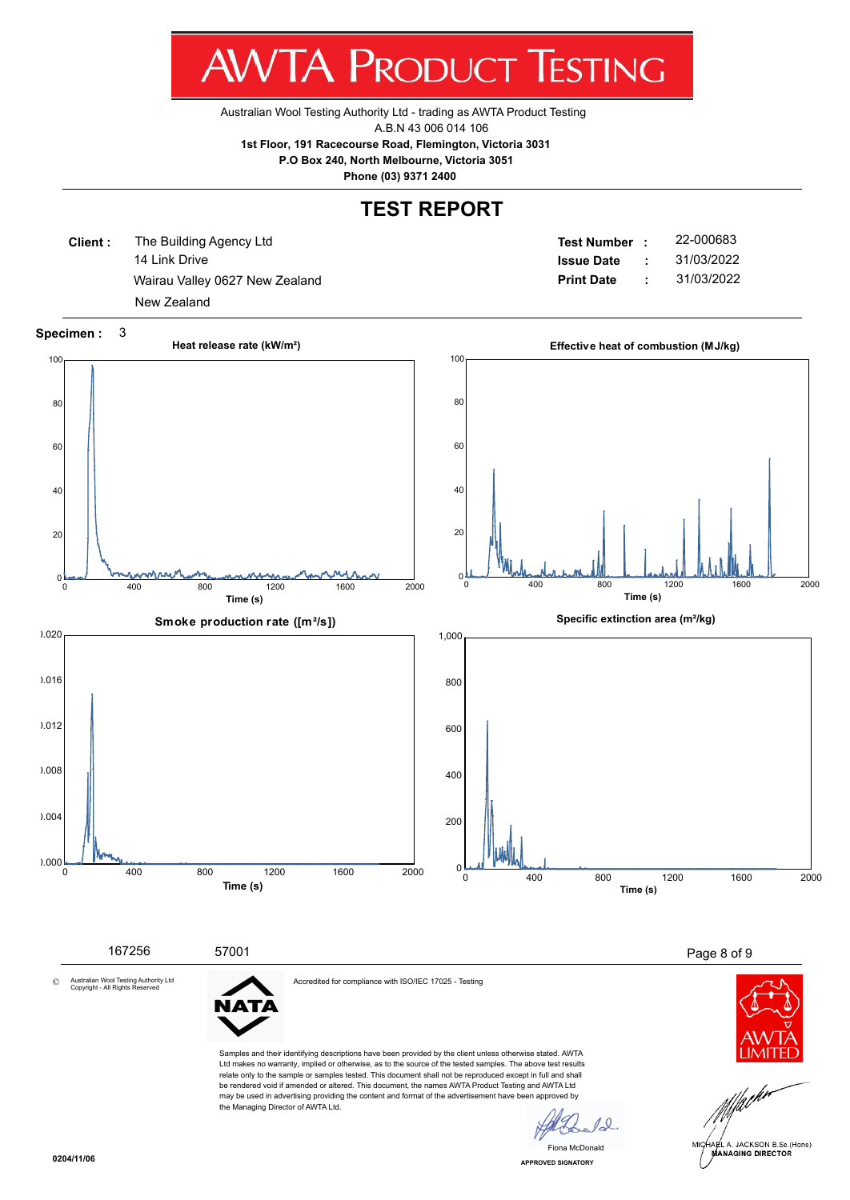# AWTA PRODUCT TESTING

Australian Wool Testing Authority Ltd - trading as AWTA Product Testing
A.B.N 43 006 014 106
**1st Floor, 191 Racecourse Road, Flemington, Victoria 3031**
**P.O Box 240, North Melbourne, Victoria 3051**
**Phone (03) 9371 2400**

## TEST REPORT

**Client :** The Building Agency Ltd
14 Link Drive
Wairau Valley 0627 New Zealand
New Zealand

**Test Number :** 22-000683
**Issue Date :** 31/03/2022
**Print Date :** 31/03/2022

**Specimen :** 3

**Heat release rate (kW/m²)**

**Effective heat of combustion (MJ/kg)**

**Smoke production rate ([m²/s])**

**Specific extinction area (m²/kg)**

167256 57001

© Australian Wool Testing Authority Ltd Copyright - All Rights Reserved

Accredited for compliance with ISO/IEC 17025 - Testing

Samples and their identifying descriptions have been provided by the client unless otherwise stated. AWTA Ltd makes no warranty, implied or otherwise, as to the source of the tested samples. The above test results relate only to the sample or samples tested. This document shall not be reproduced except in full and shall be rendered void if amended or altered. This document, the names AWTA Product Testing and AWTA Ltd may be used in advertising providing the content and format of the advertisement have been approved by the Managing Director of AWTA Ltd.

Fiona McDonald
APPROVED SIGNATORY

MICHAEL A. JACKSON B.Sc.(Hons)
MANAGING DIRECTOR

0204/11/06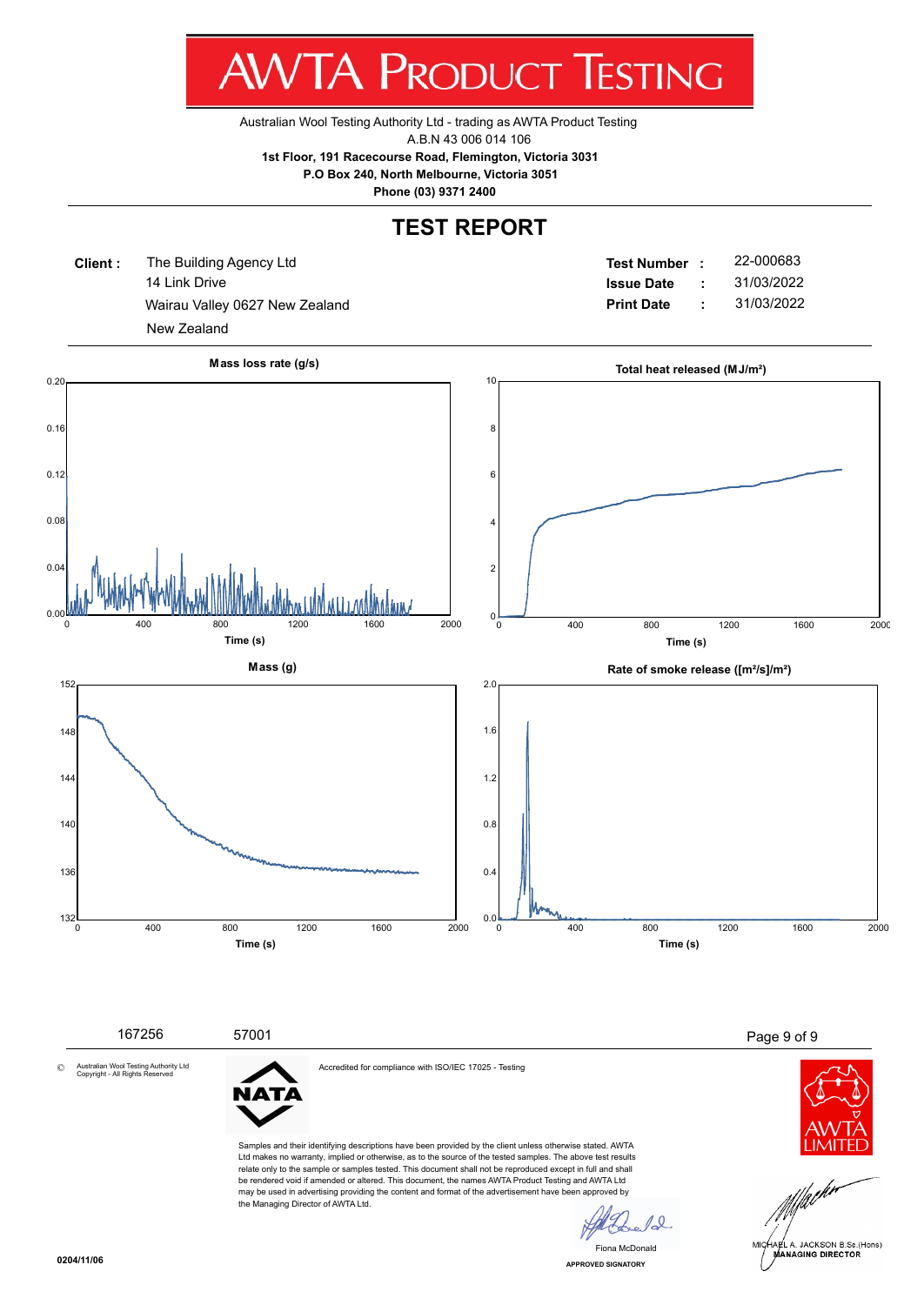# AWTA PRODUCT TESTING

Australian Wool Testing Authority Ltd - trading as AWTA Product Testing
A.B.N 43 006 014 106
**1st Floor, 191 Racecourse Road, Flemington, Victoria 3031**
**P.O Box 240, North Melbourne, Victoria 3051**
**Phone (03) 9371 2400**

## TEST REPORT

**Client :** The Building Agency Ltd
14 Link Drive
Wairau Valley 0627 New Zealand
New Zealand

**Test Number :** 22-000683
**Issue Date :** 31/03/2022
**Print Date :** 31/03/2022

**Mass loss rate (g/s)**
0.20
0.16
0.12
0.08
0.04
0.00
0 400 800 1200 1600 2000
Time (s)

**Total heat released (MJ/m²)**
10
8
6
4
2
0
0 400 800 1200 1600 2000
Time (s)

**Mass (g)**
152
148
144
140
136
132
0 400 800 1200 1600 2000
Time (s)

**Rate of smoke release ([m²/s]/m²)**
2.0
1.6
1.2
0.8
0.4
0.0
0 400 800 1200 1600 2000
Time (s)

167256 57001

© Australian Wool Testing Authority Ltd Copyright - All Rights Reserved

NATA

Accredited for compliance with ISO/IEC 17025 - Testing

Samples and their identifying descriptions have been provided by the client unless otherwise stated. AWTA Ltd makes no warranty, implied or otherwise, as to the source of the tested samples. The above test results relate only to the sample or samples tested. This document shall not be reproduced except in full and shall be rendered void if amended or altered. This document, the names AWTA Product Testing and AWTA Ltd may be used in advertising providing the content and format of the advertisement have been approved by the Managing Director of AWTA Ltd.

AWTA LIMITED

Fiona McDonald
**APPROVED SIGNATORY**

MICHAEL A. JACKSON B.Sc.(Hons)
**MANAGING DIRECTOR**

**0204/11/06**